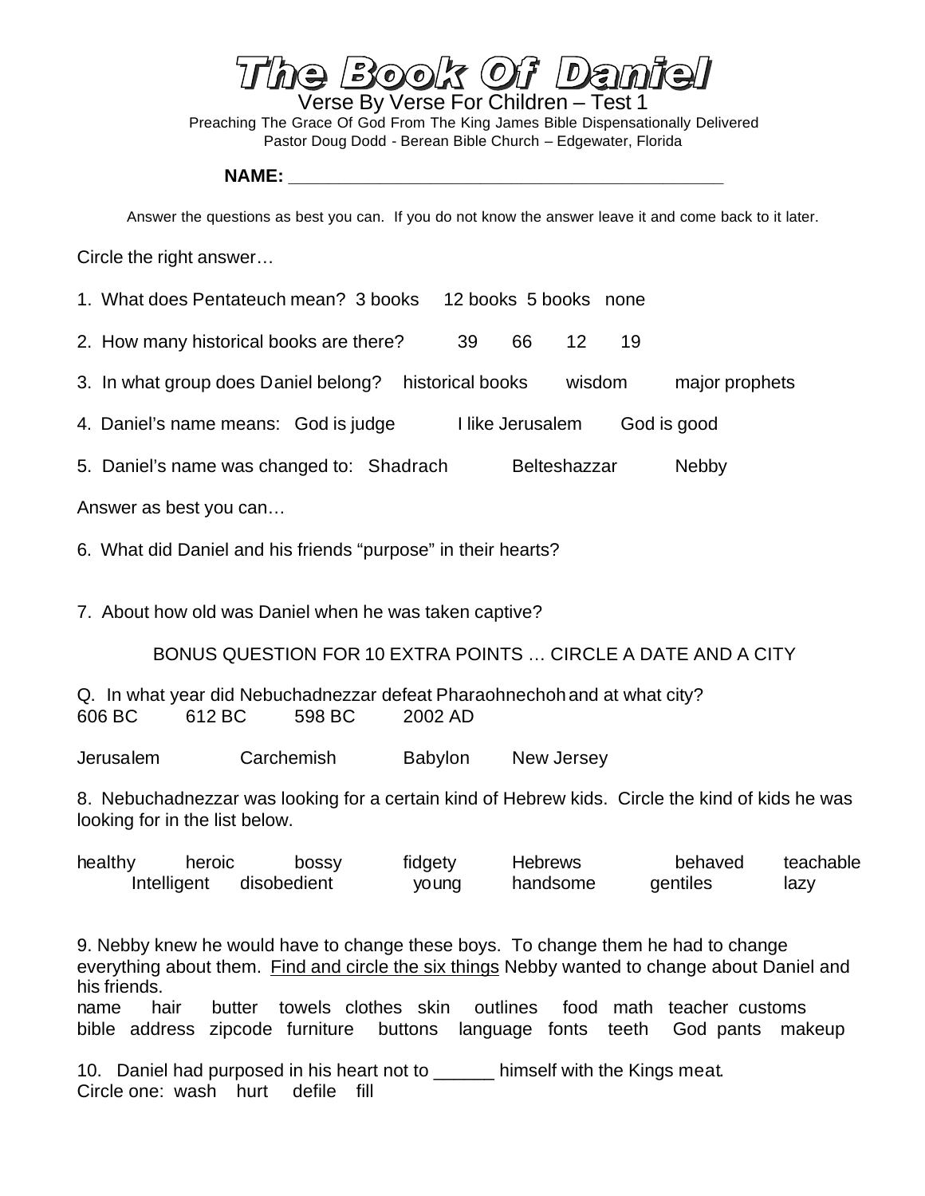# The Book Of Daniel

Verse By Verse For Children – Test 1

Preaching The Grace Of God From The King James Bible Dispensationally Delivered

Pastor Doug Dodd - Berean Bible Church – Edgewater, Florida

**NAME: _____________________________________________**

Answer the questions as best you can. If you do not know the answer leave it and come back to it later.

Circle the right answer…

1. What does Pentateuch mean? 3 books 12 books 5 books none
2. How many historical books are there? 39 66 12 19
3. In what group does Daniel belong? historical books wisdom major prophets
4. Daniel's name means: God is judge I like Jerusalem God is good
5. Daniel's name was changed to: Shadrach Belteshazzar Nebby

Answer as best you can…

6. What did Daniel and his friends "purpose" in their hearts?

7. About how old was Daniel when he was taken captive?

BONUS QUESTION FOR 10 EXTRA POINTS … CIRCLE A DATE AND A CITY

Q. In what year did Nebuchadnezzar defeat Pharaohnechoh and at what city?

606 BC 612 BC 598 BC 2002 AD

Jerusalem Carchemish Babylon New Jersey

8. Nebuchadnezzar was looking for a certain kind of Hebrew kids. Circle the kind of kids he was looking for in the list below.

healthy heroic bossy fidgety Hebrews behaved teachable
Intelligent disobedient young handsome gentiles lazy

9. Nebby knew he would have to change these boys. To change them he had to change everything about them. <u>Find and circle the six things</u> Nebby wanted to change about Daniel and his friends.

name hair butter towels clothes skin outlines food math teacher customs
bible address zipcode furniture buttons language fonts teeth God pants makeup

10. Daniel had purposed in his heart not to ______ himself with the Kings meat.
Circle one: wash hurt defile fill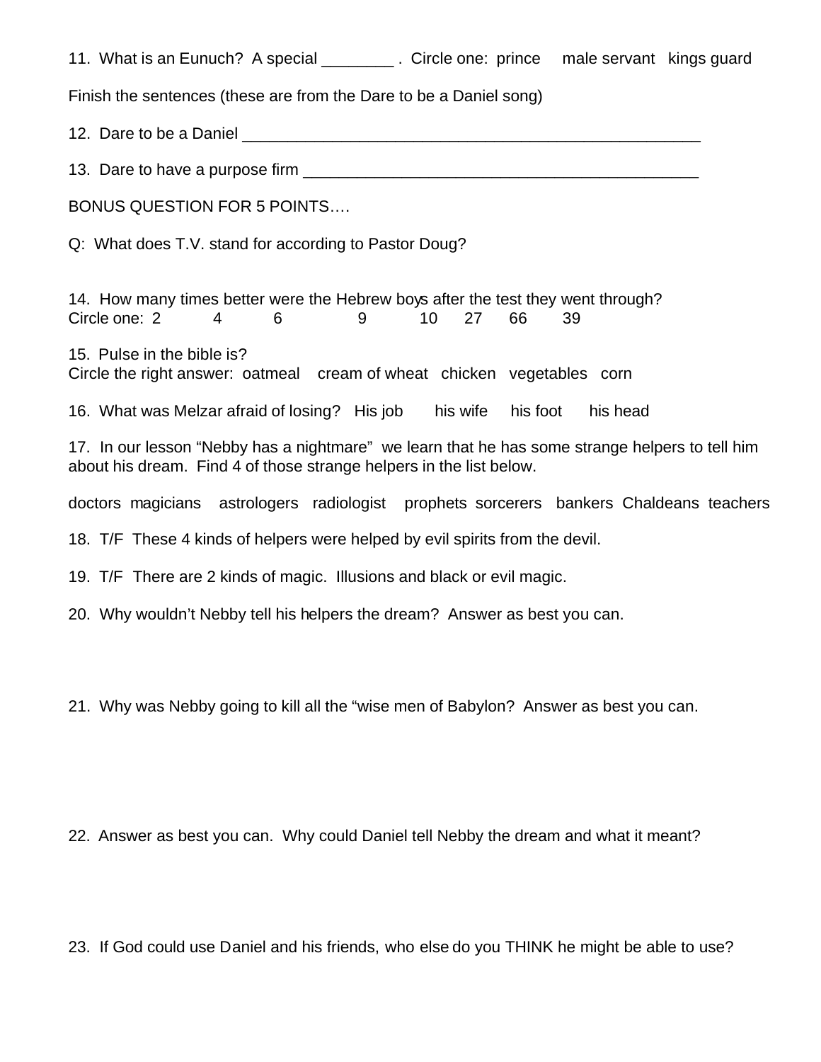11. What is an Eunuch? A special ________ . Circle one: prince male servant kings guard

Finish the sentences (these are from the Dare to be a Daniel song)

12. Dare to be a Daniel ________________________________________________________

13. Dare to have a purpose firm _______________________________________________

BONUS QUESTION FOR 5 POINTS….

Q: What does T.V. stand for according to Pastor Doug?

14. How many times better were the Hebrew boys after the test they went through?
Circle one: 2 4 6 9 10 27 66 39

15. Pulse in the bible is?
Circle the right answer: oatmeal cream of wheat chicken vegetables corn

16. What was Melzar afraid of losing? His job his wife his foot his head

17. In our lesson "Nebby has a nightmare" we learn that he has some strange helpers to tell him about his dream. Find 4 of those strange helpers in the list below.

doctors magicians astrologers radiologist prophets sorcerers bankers Chaldeans teachers

18. T/F These 4 kinds of helpers were helped by evil spirits from the devil.

19. T/F There are 2 kinds of magic. Illusions and black or evil magic.

20. Why wouldn't Nebby tell his helpers the dream? Answer as best you can.

21. Why was Nebby going to kill all the "wise men of Babylon? Answer as best you can.

22. Answer as best you can. Why could Daniel tell Nebby the dream and what it meant?

23. If God could use Daniel and his friends, who else do you THINK he might be able to use?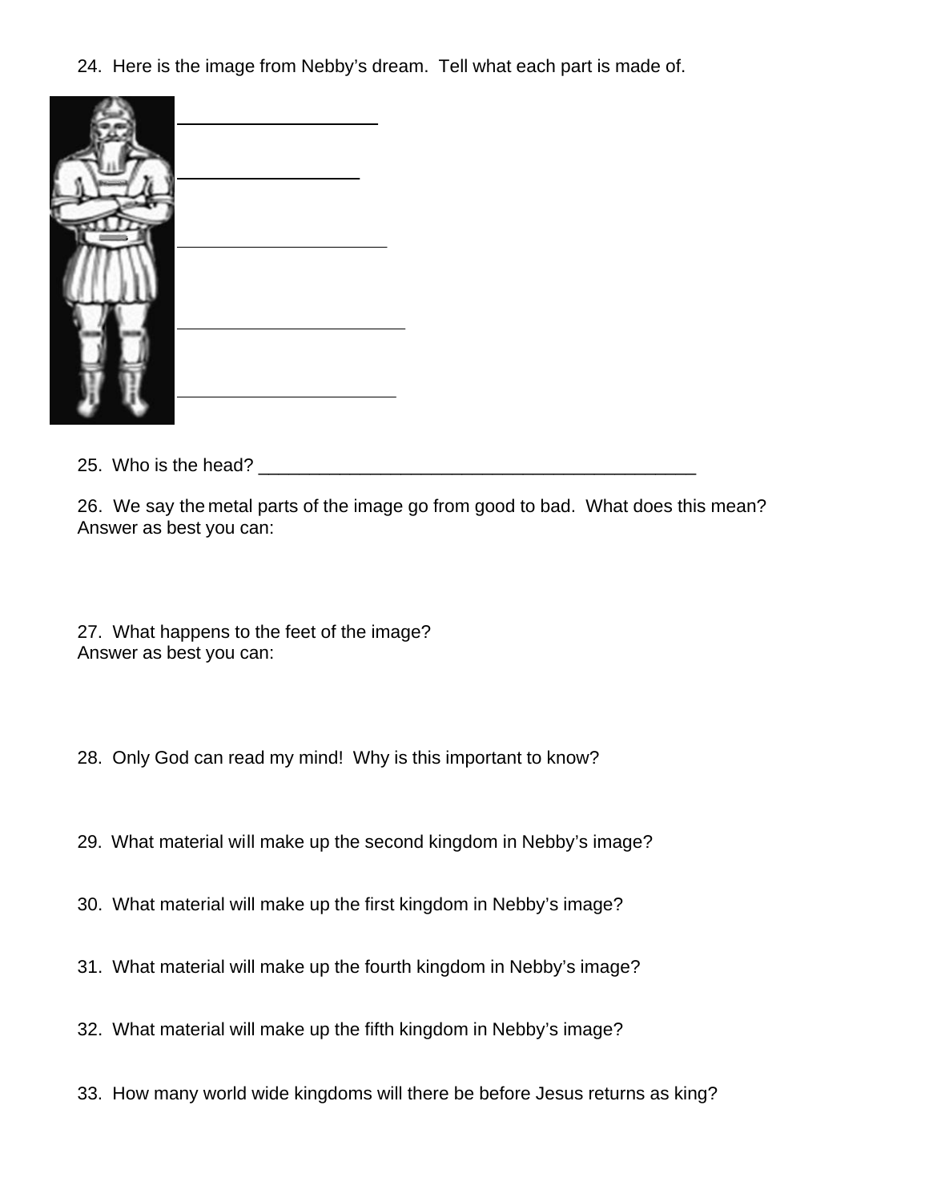24. Here is the image from Nebby's dream. Tell what each part is made of.

___________________

_________________

____________________

______________________

_____________________

25. Who is the head? _____________________________________________

26. We say the metal parts of the image go from good to bad. What does this mean?
Answer as best you can:

27. What happens to the feet of the image?
Answer as best you can:

28. Only God can read my mind! Why is this important to know?

29. What material will make up the second kingdom in Nebby's image?

30. What material will make up the first kingdom in Nebby's image?

31. What material will make up the fourth kingdom in Nebby's image?

32. What material will make up the fifth kingdom in Nebby's image?

33. How many world wide kingdoms will there be before Jesus returns as king?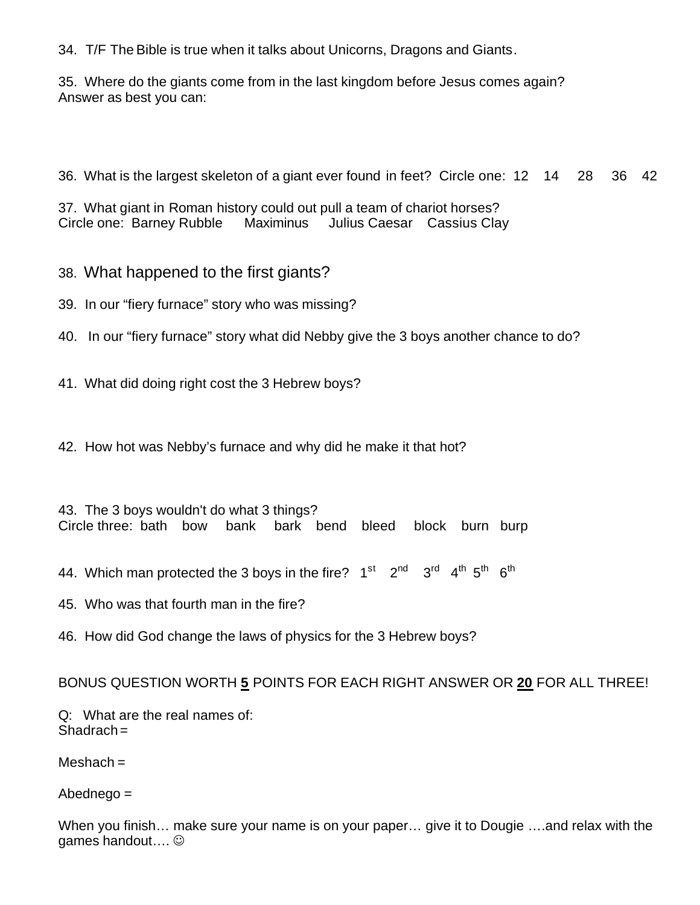34. T/F The Bible is true when it talks about Unicorns, Dragons and Giants.

35. Where do the giants come from in the last kingdom before Jesus comes again?
Answer as best you can:

36. What is the largest skeleton of a giant ever found in feet? Circle one: 12 14 28 36 42

37. What giant in Roman history could out pull a team of chariot horses?
Circle one: Barney Rubble Maximinus Julius Caesar Cassius Clay

38. What happened to the first giants?

39. In our "fiery furnace" story who was missing?

40. In our "fiery furnace" story what did Nebby give the 3 boys another chance to do?

41. What did doing right cost the 3 Hebrew boys?

42. How hot was Nebby's furnace and why did he make it that hot?

43. The 3 boys wouldn't do what 3 things?
Circle three: bath bow bank bark bend bleed block burn burp

44. Which man protected the 3 boys in the fire? 1st 2nd 3rd 4th 5th 6th

45. Who was that fourth man in the fire?

46. How did God change the laws of physics for the 3 Hebrew boys?

BONUS QUESTION WORTH **5** POINTS FOR EACH RIGHT ANSWER OR **20** FOR ALL THREE!

Q: What are the real names of:
Shadrach =

Meshach =

Abednego =

When you finish… make sure your name is on your paper… give it to Dougie ….and relax with the games handout…. ☺